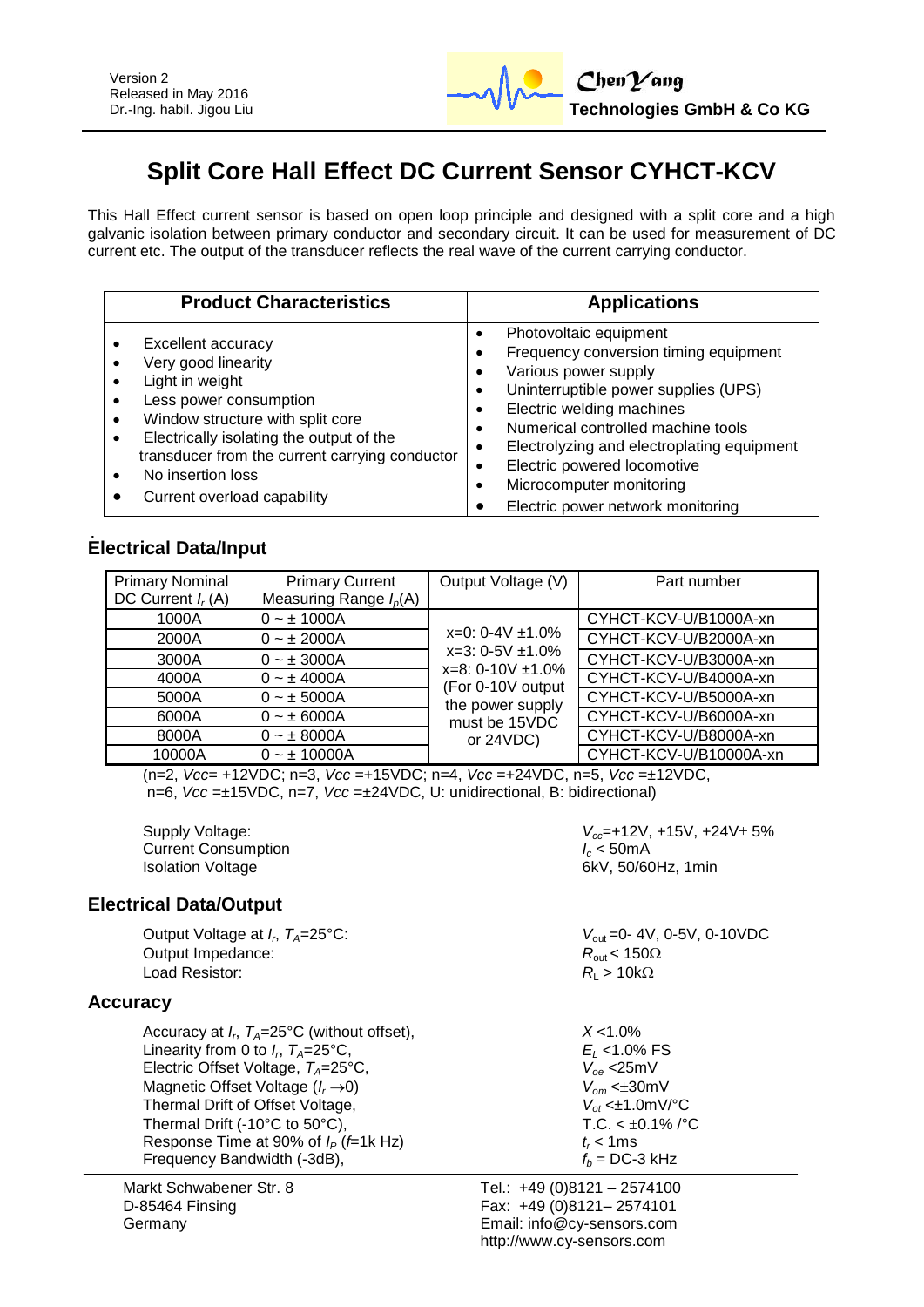Version 2
Released in May 2016
Dr.-Ing. habil. Jigou Liu

**ChenYang Technologies GmbH & Co KG**

# Split Core Hall Effect DC Current Sensor CYHCT-KCV

This Hall Effect current sensor is based on open loop principle and designed with a split core and a high galvanic isolation between primary conductor and secondary circuit. It can be used for measurement of DC current etc. The output of the transducer reflects the real wave of the current carrying conductor.

| Product Characteristics | Applications |
|---|---|
| • Excellent accuracy<br>• Very good linearity<br>• Light in weight<br>• Less power consumption<br>• Window structure with split core<br>• Electrically isolating the output of the transducer from the current carrying conductor<br>• No insertion loss<br>• Current overload capability | • Photovoltaic equipment<br>• Frequency conversion timing equipment<br>• Various power supply<br>• Uninterruptible power supplies (UPS)<br>• Electric welding machines<br>• Numerical controlled machine tools<br>• Electrolyzing and electroplating equipment<br>• Electric powered locomotive<br>• Microcomputer monitoring<br>• Electric power network monitoring |

## Electrical Data/Input

| Primary Nominal DC Current $I_r$ (A) | Primary Current Measuring Range $I_p$(A) | Output Voltage (V) | Part number |
|---|---|---|---|
| 1000A | 0 ~ ± 1000A | x=0: 0-4V ±1.0%<br>x=3: 0-5V ±1.0%<br>x=8: 0-10V ±1.0%<br>(For 0-10V output the power supply must be 15VDC or 24VDC) | CYHCT-KCV-U/B1000A-xn |
| 2000A | 0 ~ ± 2000A | | CYHCT-KCV-U/B2000A-xn |
| 3000A | 0 ~ ± 3000A | | CYHCT-KCV-U/B3000A-xn |
| 4000A | 0 ~ ± 4000A | | CYHCT-KCV-U/B4000A-xn |
| 5000A | 0 ~ ± 5000A | | CYHCT-KCV-U/B5000A-xn |
| 6000A | 0 ~ ± 6000A | | CYHCT-KCV-U/B6000A-xn |
| 8000A | 0 ~ ± 8000A | | CYHCT-KCV-U/B8000A-xn |
| 10000A | 0 ~ ± 10000A | | CYHCT-KCV-U/B10000A-xn |

(n=2, *Vcc*= +12VDC; n=3, *Vcc* =+15VDC; n=4, *Vcc* =+24VDC, n=5, *Vcc* =±12VDC, n=6, *Vcc* =±15VDC, n=7, *Vcc* =±24VDC, U: unidirectional, B: bidirectional)

| | |
|---|---|
| Supply Voltage: | $V_{cc}$=+12V, +15V, +24V± 5% |
| Current Consumption | $I_c$ < 50mA |
| Isolation Voltage | 6kV, 50/60Hz, 1min |

## Electrical Data/Output

| | |
|---|---|
| Output Voltage at $I_r$, $T_A$=25°C: | $V_{out}$ =0- 4V, 0-5V, 0-10VDC |
| Output Impedance: | $R_{out}$ < 150Ω |
| Load Resistor: | $R_L$ > 10kΩ |

## Accuracy

| | |
|---|---|
| Accuracy at $I_r$, $T_A$=25°C (without offset), | $X$ <1.0% |
| Linearity from 0 to $I_r$, $T_A$=25°C, | $E_L$ <1.0% FS |
| Electric Offset Voltage, $T_A$=25°C, | $V_{oe}$ <25mV |
| Magnetic Offset Voltage ($I_r \rightarrow 0$) | $V_{om}$ <±30mV |
| Thermal Drift of Offset Voltage, | $V_{ot}$ <±1.0mV/°C |
| Thermal Drift (-10°C to 50°C), | T.C. < ±0.1% /°C |
| Response Time at 90% of $I_P$ ($f$=1k Hz) | $t_r$ < 1ms |
| Frequency Bandwidth (-3dB), | $f_b$ = DC-3 kHz |

Markt Schwabener Str. 8
D-85464 Finsing
Germany

Tel.: +49 (0)8121 – 2574100
Fax: +49 (0)8121– 2574101
Email: info@cy-sensors.com
http://www.cy-sensors.com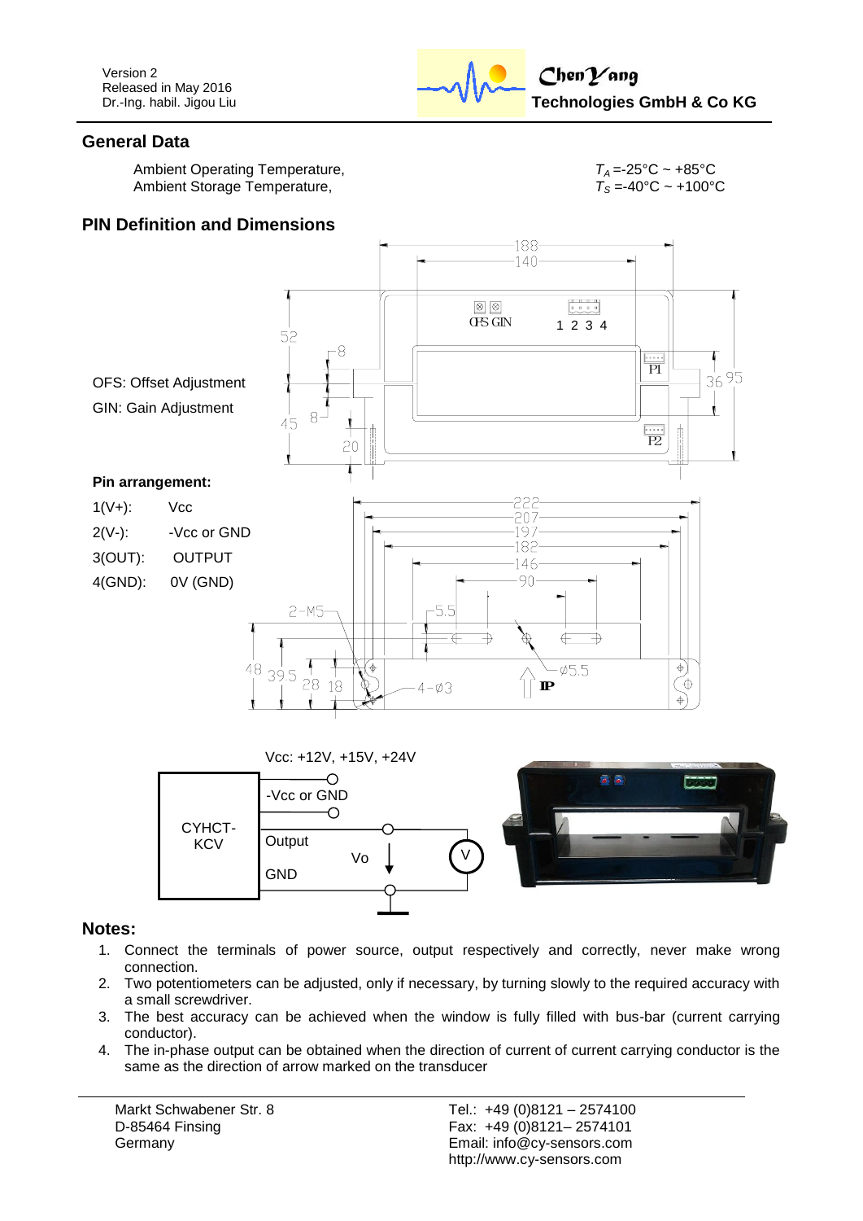## General Data

Ambient Operating Temperature, $T_A$ =-25°C ~ +85°C
Ambient Storage Temperature, $T_S$ =-40°C ~ +100°C

## PIN Definition and Dimensions

OFS: Offset Adjustment
GIN: Gain Adjustment

**Pin arrangement:**

1(V+): Vcc
2(V-): -Vcc or GND
3(OUT): OUTPUT
4(GND): 0V (GND)

188
140
OFS GIN
1 2 3 4
52
8
P1
36 95
45 8
20
P2
222
207
197
182
146
90
2-M5
5.5
48 39.5 28 18
4-ø3
ø5.5
IP

Vcc: +12V, +15V, +24V
-Vcc or GND
CYHCT-KCV
Output
Vo
V
GND

## Notes:

1. Connect the terminals of power source, output respectively and correctly, never make wrong connection.
2. Two potentiometers can be adjusted, only if necessary, by turning slowly to the required accuracy with a small screwdriver.
3. The best accuracy can be achieved when the window is fully filled with bus-bar (current carrying conductor).
4. The in-phase output can be obtained when the direction of current of current carrying conductor is the same as the direction of arrow marked on the transducer